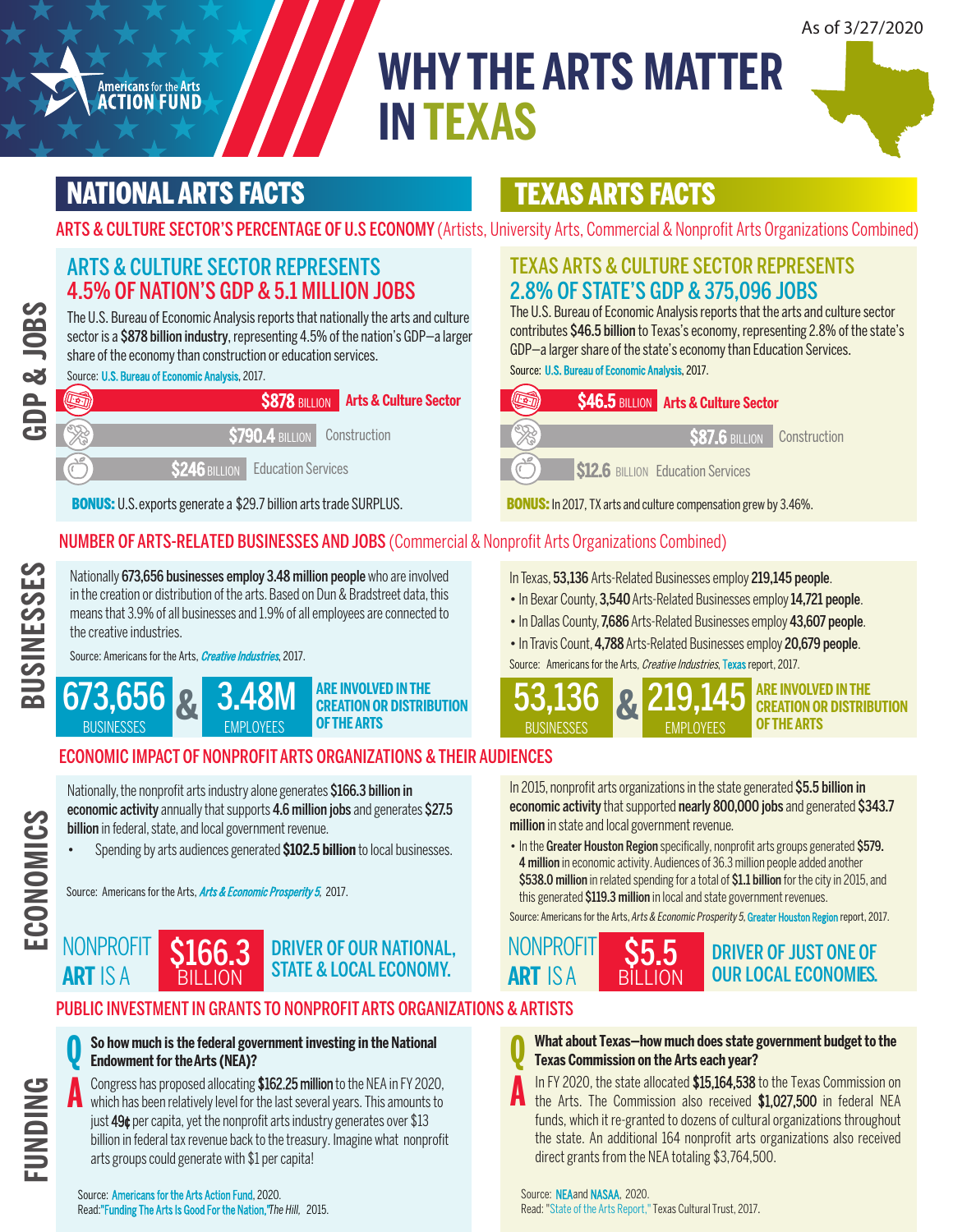Americans for the Arts ACTION FUND

As of 3/27/2020

# WHY THE ARTS MATTER IN TEXAS

## NATIONAL ARTS FACTS

## TEXAS ARTS FACTS

## GDP & JOBS

**ARTS & CULTURE SECTOR'S PERCENTAGE OF U.S ECONOMY** (Artists, University Arts, Commercial & Nonprofit Arts Organizations Combined)

### ARTS & CULTURE SECTOR REPRESENTS 4.5% OF NATION'S GDP & 5.1 MILLION JOBS

The U.S. Bureau of Economic Analysis reports that nationally the arts and culture sector is a **$878 billion industry**, representing 4.5% of the nation's GDP—a larger share of the economy than construction or education services.

Source: U.S. Bureau of Economic Analysis, 2017.

| Amount | Sector |
|---|---|
| $878 BILLION | Arts & Culture Sector |
| $790.4 BILLION | Construction |
| $246 BILLION | Education Services |

**BONUS:** U.S. exports generate a $29.7 billion arts trade SURPLUS.

### TEXAS ARTS & CULTURE SECTOR REPRESENTS 2.8% OF STATE'S GDP & 375,096 JOBS

The U.S. Bureau of Economic Analysis reports that the arts and culture sector contributes **$46.5 billion** to Texas's economy, representing 2.8% of the state's GDP—a larger share of the state's economy than Education Services.

Source: U.S. Bureau of Economic Analysis, 2017.

| Amount | Sector |
|---|---|
| $46.5 BILLION | Arts & Culture Sector |
| $87.6 BILLION | Construction |
| $12.6 BILLION | Education Services |

**BONUS:** In 2017, TX arts and culture compensation grew by 3.46%.

## BUSINESSES

**NUMBER OF ARTS-RELATED BUSINESSES AND JOBS** (Commercial & Nonprofit Arts Organizations Combined)

Nationally **673,656 businesses employ 3.48 million people** who are involved in the creation or distribution of the arts. Based on Dun & Bradstreet data, this means that 3.9% of all businesses and 1.9% of all employees are connected to the creative industries.

Source: Americans for the Arts, *Creative Industries*, 2017.

**673,656** BUSINESSES & **3.48M** EMPLOYEES ARE INVOLVED IN THE CREATION OR DISTRIBUTION OF THE ARTS

In Texas, **53,136** Arts-Related Businesses employ **219,145 people**.

- In Bexar County, **3,540** Arts-Related Businesses employ **14,721 people**.
- In Dallas County, **7,686** Arts-Related Businesses employ **43,607 people**.
- In Travis Count, **4,788** Arts-Related Businesses employ **20,679 people**.

Source: Americans for the Arts, *Creative Industries*, Texas report, 2017.

**53,136** BUSINESSES & **219,145** EMPLOYEES ARE INVOLVED IN THE CREATION OR DISTRIBUTION OF THE ARTS

## ECONOMICS

**ECONOMIC IMPACT OF NONPROFIT ARTS ORGANIZATIONS & THEIR AUDIENCES**

Nationally, the nonprofit arts industry alone generates **$166.3 billion in economic activity** annually that supports **4.6 million jobs** and generates **$27.5 billion** in federal, state, and local government revenue.

- Spending by arts audiences generated **$102.5 billion** to local businesses.

Source: Americans for the Arts, *Arts & Economic Prosperity 5*, 2017.

NONPROFIT **ART** IS A **$166.3 BILLION** DRIVER OF OUR NATIONAL, STATE & LOCAL ECONOMY.

In 2015, nonprofit arts organizations in the state generated **$5.5 billion in economic activity** that supported **nearly 800,000 jobs** and generated **$343.7 million** in state and local government revenue.

- In the **Greater Houston Region** specifically, nonprofit arts groups generated **$579.4 million** in economic activity. Audiences of 36.3 million people added another **$538.0 million** in related spending for a total of **$1.1 billion** for the city in 2015, and this generated **$119.3 million** in local and state government revenues.

Source: Americans for the Arts, *Arts & Economic Prosperity 5*, Greater Houston Region report, 2017.

NONPROFIT **ART** IS A **$5.5 BILLION** DRIVER OF JUST ONE OF OUR LOCAL ECONOMIES.

## FUNDING

**PUBLIC INVESTMENT IN GRANTS TO NONPROFIT ARTS ORGANIZATIONS & ARTISTS**

**Q: So how much is the federal government investing in the National Endowment for the Arts (NEA)?**

**A:** Congress has proposed allocating **$162.25 million** to the NEA in FY 2020, which has been relatively level for the last several years. This amounts to just **49¢** per capita, yet the nonprofit arts industry generates over $13 billion in federal tax revenue back to the treasury. Imagine what nonprofit arts groups could generate with $1 per capita!

Source: Americans for the Arts Action Fund, 2020.
Read: "Funding The Arts Is Good For the Nation," *The Hill*, 2015.

**Q: What about Texas—how much does state government budget to the Texas Commission on the Arts each year?**

**A:** In FY 2020, the state allocated **$15,164,538** to the Texas Commission on the Arts. The Commission also received **$1,027,500** in federal NEA funds, which it re-granted to dozens of cultural organizations throughout the state. An additional 164 nonprofit arts organizations also received direct grants from the NEA totaling $3,764,500.

Source: NEA and NASAA, 2020.
Read: "State of the Arts Report," Texas Cultural Trust, 2017.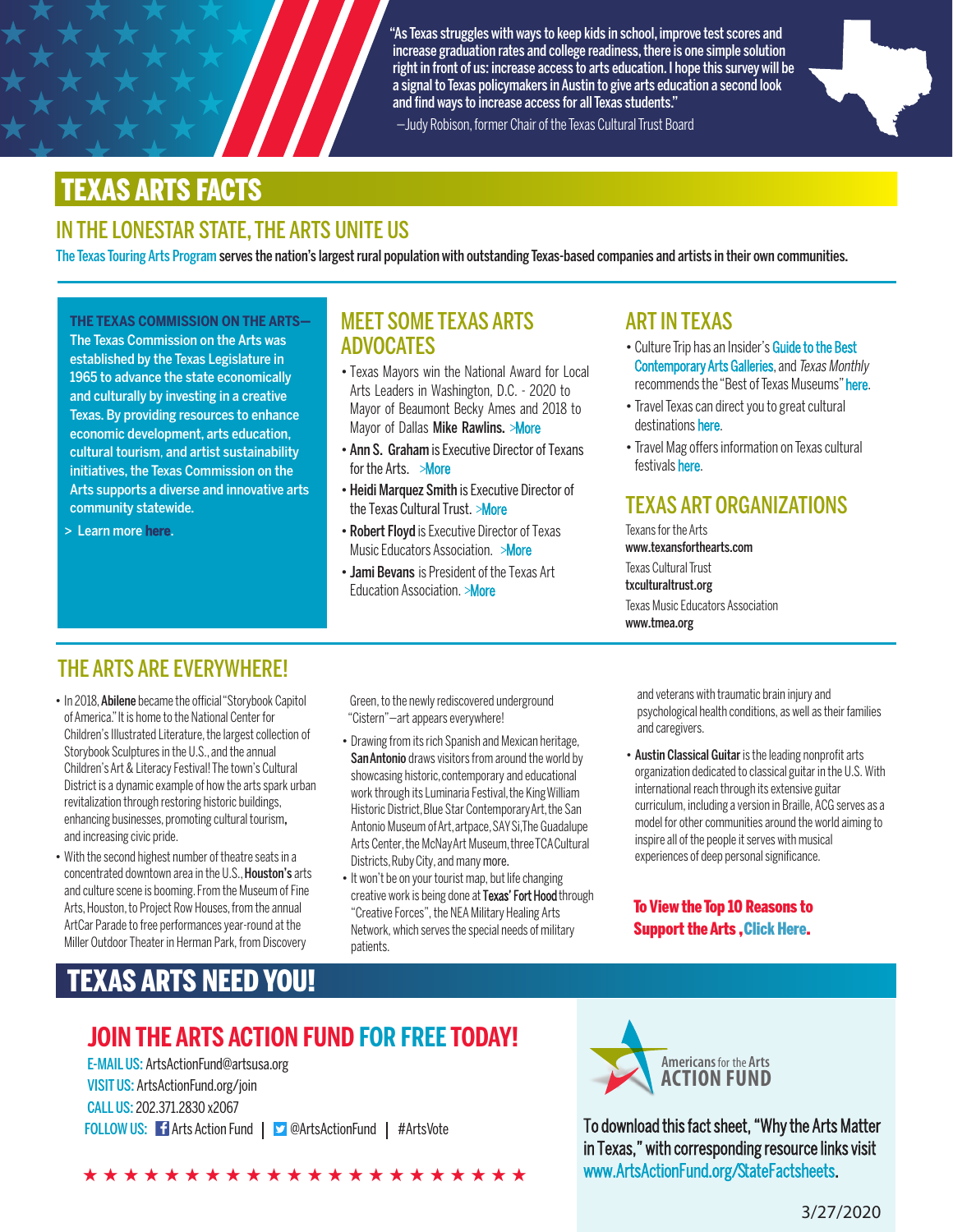"As Texas struggles with ways to keep kids in school, improve test scores and increase graduation rates and college readiness, there is one simple solution right in front of us: increase access to arts education. I hope this survey will be a signal to Texas policymakers in Austin to give arts education a second look and find ways to increase access for all Texas students."

—Judy Robison, former Chair of the Texas Cultural Trust Board

# TEXAS ARTS FACTS

## IN THE LONESTAR STATE, THE ARTS UNITE US

The Texas Touring Arts Program **serves the nation's largest rural population with outstanding Texas-based companies and artists in their own communities.**

**THE TEXAS COMMISSION ON THE ARTS— The Texas Commission on the Arts was established by the Texas Legislature in 1965 to advance the state economically and culturally by investing in a creative Texas. By providing resources to enhance economic development, arts education, cultural tourism, and artist sustainability initiatives, the Texas Commission on the Arts supports a diverse and innovative arts community statewide.**

> Learn more **here**.

## MEET SOME TEXAS ARTS ADVOCATES

- Texas Mayors win the National Award for Local Arts Leaders in Washington, D.C. - 2020 to Mayor of Beaumont Becky Ames and 2018 to Mayor of Dallas **Mike Rawlins.** >More
- **Ann S. Graham** is Executive Director of Texans for the Arts. >More
- **Heidi Marquez Smith** is Executive Director of the Texas Cultural Trust. >More
- **Robert Floyd** is Executive Director of Texas Music Educators Association. >More
- **Jami Bevans** is President of the Texas Art Education Association. >More

## ART IN TEXAS

- Culture Trip has an Insider's Guide to the Best Contemporary Arts Galleries, and *Texas Monthly* recommends the "Best of Texas Museums" here.
- Travel Texas can direct you to great cultural destinations here.
- Travel Mag offers information on Texas cultural festivals here.

## TEXAS ART ORGANIZATIONS

Texans for the Arts
**www.texansforthearts.com**

Texas Cultural Trust
**txculturaltrust.org**

Texas Music Educators Association
**www.tmea.org**

## THE ARTS ARE EVERYWHERE!

- In 2018, **Abilene** became the official "Storybook Capitol of America." It is home to the National Center for Children's Illustrated Literature, the largest collection of Storybook Sculptures in the U.S., and the annual Children's Art & Literacy Festival! The town's Cultural District is a dynamic example of how the arts spark urban revitalization through restoring historic buildings, enhancing businesses, promoting cultural tourism, and increasing civic pride.
- With the second highest number of theatre seats in a concentrated downtown area in the U.S., **Houston's** arts and culture scene is booming. From the Museum of Fine Arts, Houston, to Project Row Houses, from the annual ArtCar Parade to free performances year-round at the Miller Outdoor Theater in Herman Park, from Discovery Green, to the newly rediscovered underground "Cistern"—art appears everywhere!
- Drawing from its rich Spanish and Mexican heritage, **San Antonio** draws visitors from around the world by showcasing historic, contemporary and educational work through its Luminaria Festival, the King William Historic District, Blue Star Contemporary Art, the San Antonio Museum of Art, artpace, SAY Si, The Guadalupe Arts Center, the McNay Art Museum, three TCA Cultural Districts, Ruby City, and many more.
- It won't be on your tourist map, but life changing creative work is being done at **Texas' Fort Hood** through "Creative Forces", the NEA Military Healing Arts Network, which serves the special needs of military patients and veterans with traumatic brain injury and psychological health conditions, as well as their families and caregivers.
- **Austin Classical Guitar** is the leading nonprofit arts organization dedicated to classical guitar in the U.S. With international reach through its extensive guitar curriculum, including a version in Braille, ACG serves as a model for other communities around the world aiming to inspire all of the people it serves with musical experiences of deep personal significance.

**To View the Top 10 Reasons to Support the Arts, Click Here.**

# TEXAS ARTS NEED YOU!

## JOIN THE ARTS ACTION FUND FOR FREE TODAY!

E-MAIL US: ArtsActionFund@artsusa.org
VISIT US: ArtsActionFund.org/join
CALL US: 202.371.2830 x2067
FOLLOW US: Arts Action Fund | @ArtsActionFund | #ArtsVote

Americans for the Arts ACTION FUND

To download this fact sheet, "Why the Arts Matter in Texas," with corresponding resource links visit www.ArtsActionFund.org/StateFactsheets.

3/27/2020